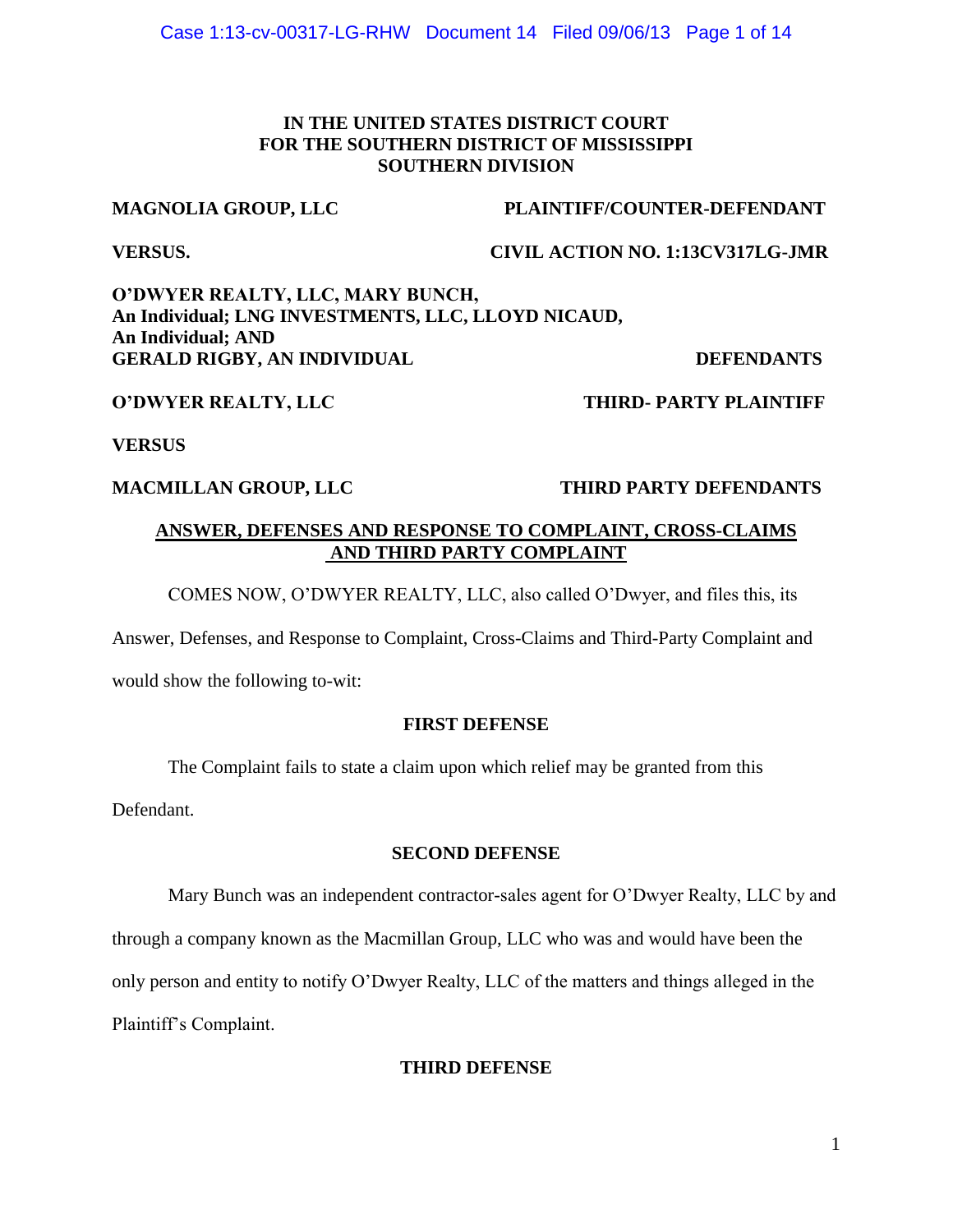**IN THE UNITED STATES DISTRICT COURT**
**FOR THE SOUTHERN DISTRICT OF MISSISSIPPI**
**SOUTHERN DIVISION**

**MAGNOLIA GROUP, LLC** **PLAINTIFF/COUNTER-DEFENDANT**

**VERSUS.** **CIVIL ACTION NO. 1:13CV317LG-JMR**

**O'DWYER REALTY, LLC, MARY BUNCH,**
**An Individual; LNG INVESTMENTS, LLC, LLOYD NICAUD,**
**An Individual; AND**
**GERALD RIGBY, AN INDIVIDUAL** **DEFENDANTS**

**O'DWYER REALTY, LLC** **THIRD- PARTY PLAINTIFF**

**VERSUS**

**MACMILLAN GROUP, LLC** **THIRD PARTY DEFENDANTS**

## ANSWER, DEFENSES AND RESPONSE TO COMPLAINT, CROSS-CLAIMS AND THIRD PARTY COMPLAINT

COMES NOW, O'DWYER REALTY, LLC, also called O'Dwyer, and files this, its Answer, Defenses, and Response to Complaint, Cross-Claims and Third-Party Complaint and would show the following to-wit:

### FIRST DEFENSE

The Complaint fails to state a claim upon which relief may be granted from this Defendant.

### SECOND DEFENSE

Mary Bunch was an independent contractor-sales agent for O'Dwyer Realty, LLC by and through a company known as the Macmillan Group, LLC who was and would have been the only person and entity to notify O'Dwyer Realty, LLC of the matters and things alleged in the Plaintiff's Complaint.

### THIRD DEFENSE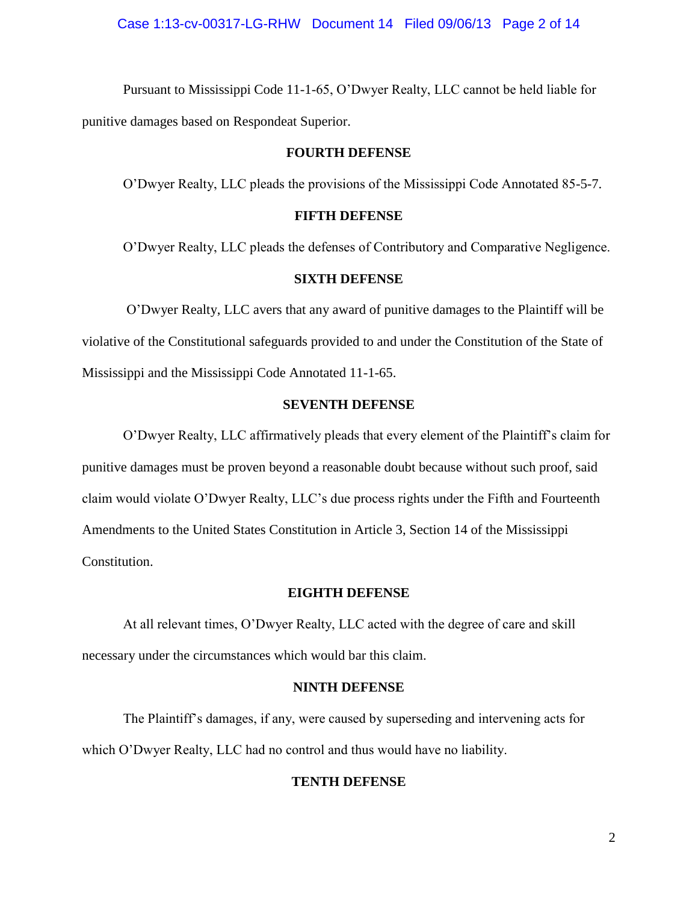Pursuant to Mississippi Code 11-1-65, O'Dwyer Realty, LLC cannot be held liable for punitive damages based on Respondeat Superior.

**FOURTH DEFENSE**

O'Dwyer Realty, LLC pleads the provisions of the Mississippi Code Annotated 85-5-7.

**FIFTH DEFENSE**

O'Dwyer Realty, LLC pleads the defenses of Contributory and Comparative Negligence.

**SIXTH DEFENSE**

O'Dwyer Realty, LLC avers that any award of punitive damages to the Plaintiff will be violative of the Constitutional safeguards provided to and under the Constitution of the State of Mississippi and the Mississippi Code Annotated 11-1-65.

**SEVENTH DEFENSE**

O'Dwyer Realty, LLC affirmatively pleads that every element of the Plaintiff's claim for punitive damages must be proven beyond a reasonable doubt because without such proof, said claim would violate O'Dwyer Realty, LLC's due process rights under the Fifth and Fourteenth Amendments to the United States Constitution in Article 3, Section 14 of the Mississippi Constitution.

**EIGHTH DEFENSE**

At all relevant times, O'Dwyer Realty, LLC acted with the degree of care and skill necessary under the circumstances which would bar this claim.

**NINTH DEFENSE**

The Plaintiff's damages, if any, were caused by superseding and intervening acts for which O'Dwyer Realty, LLC had no control and thus would have no liability.

**TENTH DEFENSE**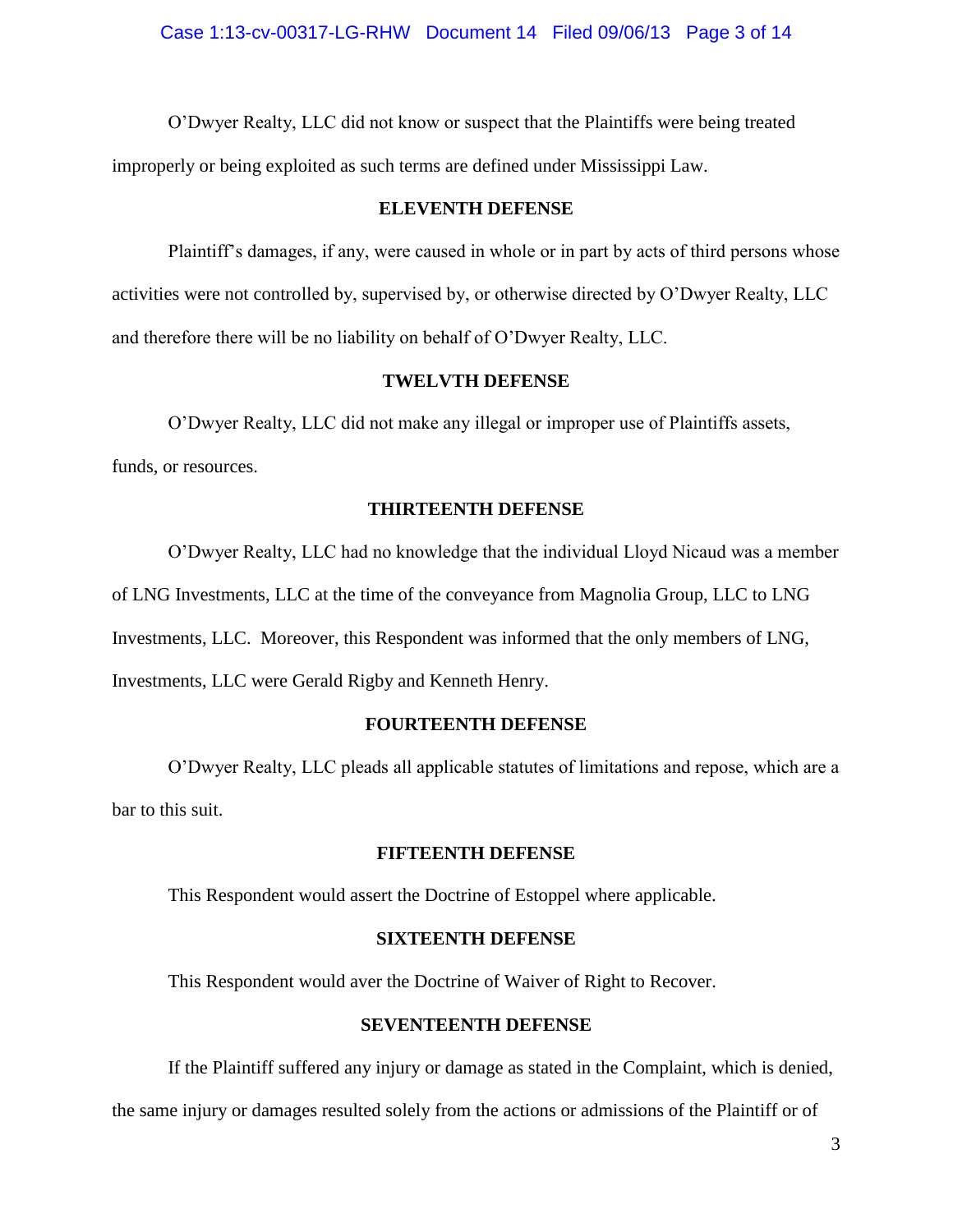O'Dwyer Realty, LLC did not know or suspect that the Plaintiffs were being treated improperly or being exploited as such terms are defined under Mississippi Law.

**ELEVENTH DEFENSE**

Plaintiff's damages, if any, were caused in whole or in part by acts of third persons whose activities were not controlled by, supervised by, or otherwise directed by O'Dwyer Realty, LLC and therefore there will be no liability on behalf of O'Dwyer Realty, LLC.

**TWELVTH DEFENSE**

O'Dwyer Realty, LLC did not make any illegal or improper use of Plaintiffs assets, funds, or resources.

**THIRTEENTH DEFENSE**

O'Dwyer Realty, LLC had no knowledge that the individual Lloyd Nicaud was a member of LNG Investments, LLC at the time of the conveyance from Magnolia Group, LLC to LNG Investments, LLC. Moreover, this Respondent was informed that the only members of LNG, Investments, LLC were Gerald Rigby and Kenneth Henry.

**FOURTEENTH DEFENSE**

O'Dwyer Realty, LLC pleads all applicable statutes of limitations and repose, which are a bar to this suit.

**FIFTEENTH DEFENSE**

This Respondent would assert the Doctrine of Estoppel where applicable.

**SIXTEENTH DEFENSE**

This Respondent would aver the Doctrine of Waiver of Right to Recover.

**SEVENTEENTH DEFENSE**

If the Plaintiff suffered any injury or damage as stated in the Complaint, which is denied, the same injury or damages resulted solely from the actions or admissions of the Plaintiff or of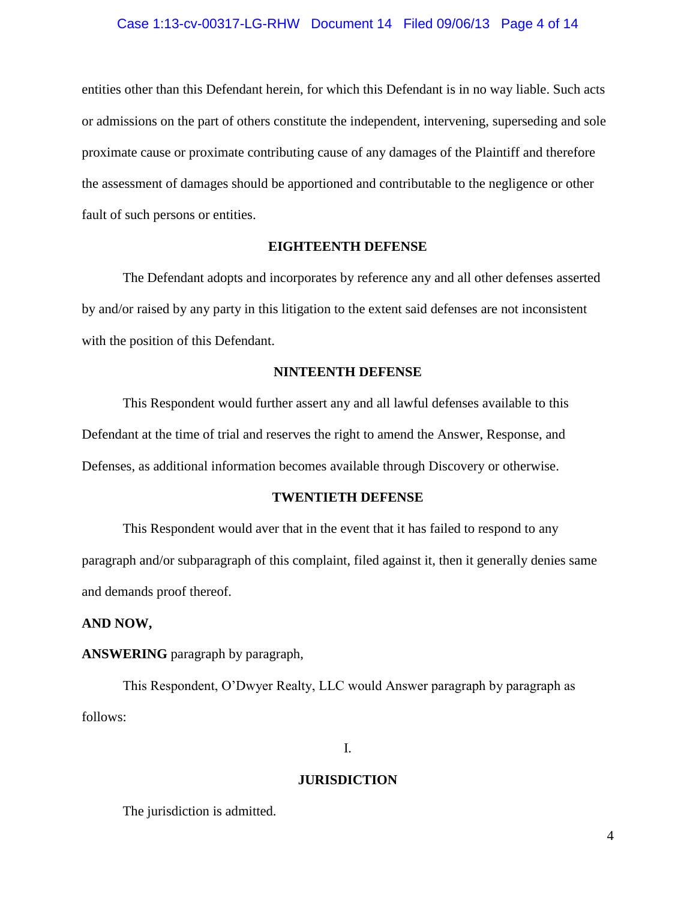entities other than this Defendant herein, for which this Defendant is in no way liable. Such acts or admissions on the part of others constitute the independent, intervening, superseding and sole proximate cause or proximate contributing cause of any damages of the Plaintiff and therefore the assessment of damages should be apportioned and contributable to the negligence or other fault of such persons or entities.

**EIGHTEENTH DEFENSE**

The Defendant adopts and incorporates by reference any and all other defenses asserted by and/or raised by any party in this litigation to the extent said defenses are not inconsistent with the position of this Defendant.

**NINTEENTH DEFENSE**

This Respondent would further assert any and all lawful defenses available to this Defendant at the time of trial and reserves the right to amend the Answer, Response, and Defenses, as additional information becomes available through Discovery or otherwise.

**TWENTIETH DEFENSE**

This Respondent would aver that in the event that it has failed to respond to any paragraph and/or subparagraph of this complaint, filed against it, then it generally denies same and demands proof thereof.

**AND NOW,**

**ANSWERING** paragraph by paragraph,

This Respondent, O'Dwyer Realty, LLC would Answer paragraph by paragraph as follows:

I.

**JURISDICTION**

The jurisdiction is admitted.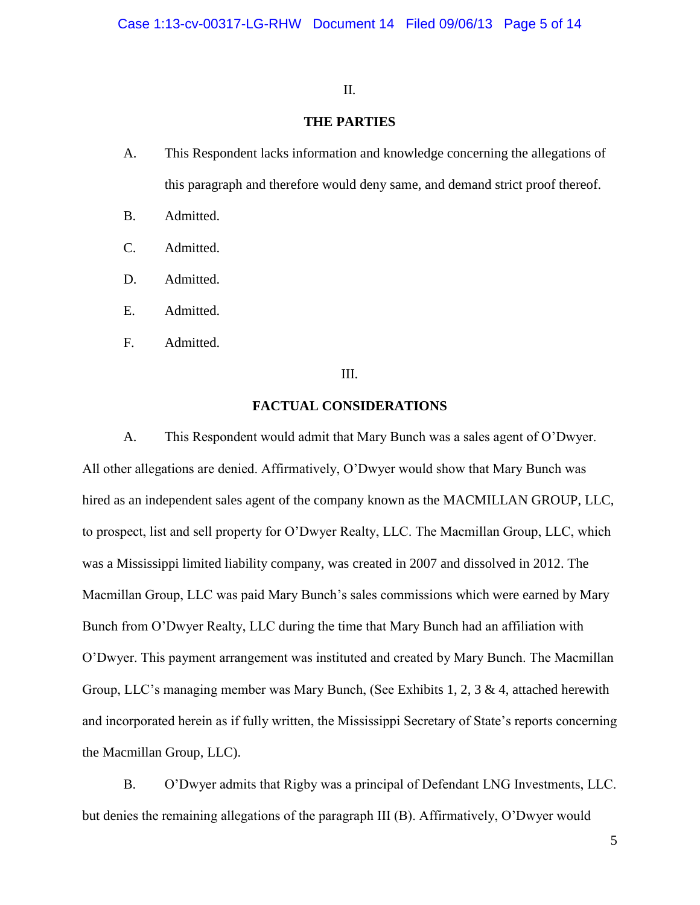II.

**THE PARTIES**

A. This Respondent lacks information and knowledge concerning the allegations of this paragraph and therefore would deny same, and demand strict proof thereof.

B. Admitted.

C. Admitted.

D. Admitted.

E. Admitted.

F. Admitted.

III.

**FACTUAL CONSIDERATIONS**

A. This Respondent would admit that Mary Bunch was a sales agent of O'Dwyer. All other allegations are denied. Affirmatively, O'Dwyer would show that Mary Bunch was hired as an independent sales agent of the company known as the MACMILLAN GROUP, LLC, to prospect, list and sell property for O'Dwyer Realty, LLC. The Macmillan Group, LLC, which was a Mississippi limited liability company, was created in 2007 and dissolved in 2012. The Macmillan Group, LLC was paid Mary Bunch's sales commissions which were earned by Mary Bunch from O'Dwyer Realty, LLC during the time that Mary Bunch had an affiliation with O'Dwyer. This payment arrangement was instituted and created by Mary Bunch. The Macmillan Group, LLC's managing member was Mary Bunch, (See Exhibits 1, 2, 3 & 4, attached herewith and incorporated herein as if fully written, the Mississippi Secretary of State's reports concerning the Macmillan Group, LLC).

B. O'Dwyer admits that Rigby was a principal of Defendant LNG Investments, LLC. but denies the remaining allegations of the paragraph III (B). Affirmatively, O'Dwyer would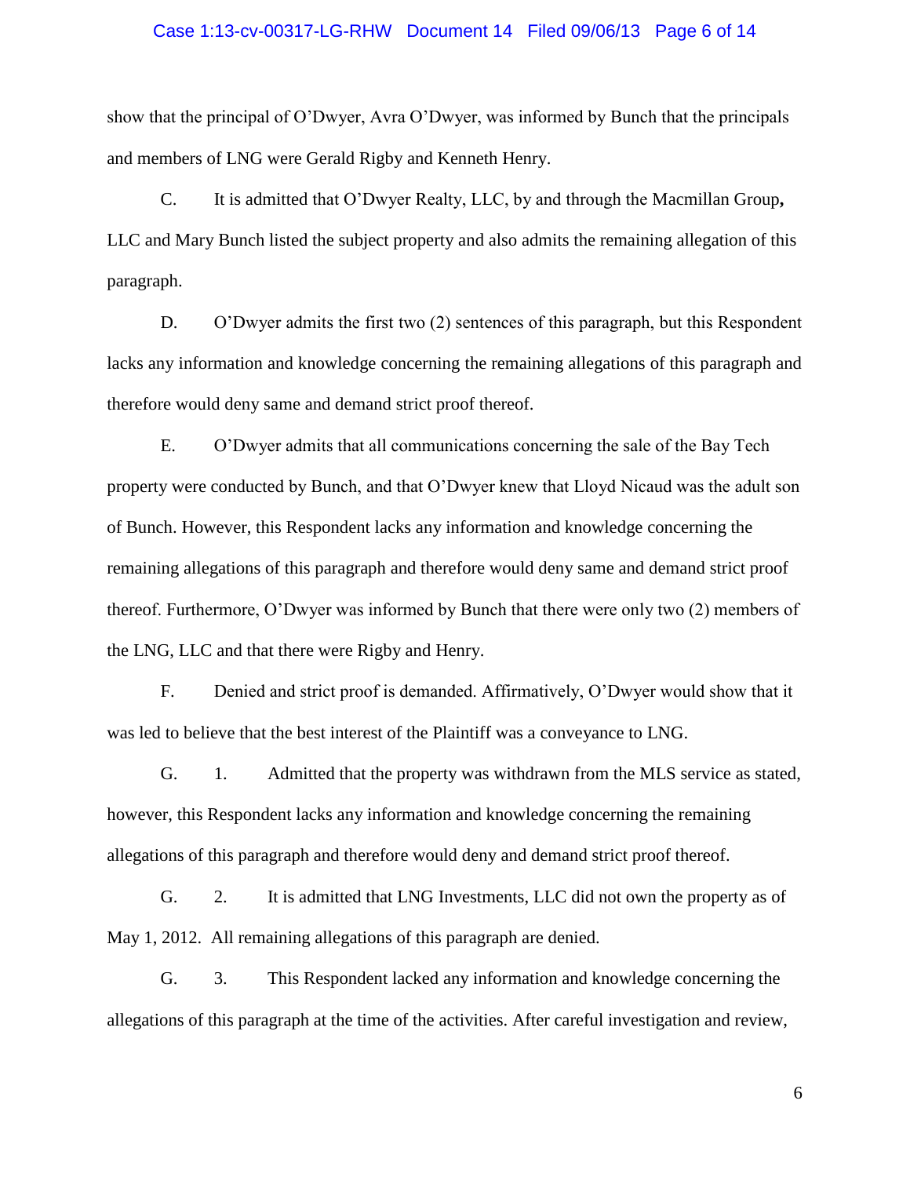show that the principal of O'Dwyer, Avra O'Dwyer, was informed by Bunch that the principals and members of LNG were Gerald Rigby and Kenneth Henry.

C. It is admitted that O'Dwyer Realty, LLC, by and through the Macmillan Group**,** LLC and Mary Bunch listed the subject property and also admits the remaining allegation of this paragraph.

D. O'Dwyer admits the first two (2) sentences of this paragraph, but this Respondent lacks any information and knowledge concerning the remaining allegations of this paragraph and therefore would deny same and demand strict proof thereof.

E. O'Dwyer admits that all communications concerning the sale of the Bay Tech property were conducted by Bunch, and that O'Dwyer knew that Lloyd Nicaud was the adult son of Bunch. However, this Respondent lacks any information and knowledge concerning the remaining allegations of this paragraph and therefore would deny same and demand strict proof thereof. Furthermore, O'Dwyer was informed by Bunch that there were only two (2) members of the LNG, LLC and that there were Rigby and Henry.

F. Denied and strict proof is demanded. Affirmatively, O'Dwyer would show that it was led to believe that the best interest of the Plaintiff was a conveyance to LNG.

G. 1. Admitted that the property was withdrawn from the MLS service as stated, however, this Respondent lacks any information and knowledge concerning the remaining allegations of this paragraph and therefore would deny and demand strict proof thereof.

G. 2. It is admitted that LNG Investments, LLC did not own the property as of May 1, 2012. All remaining allegations of this paragraph are denied.

G. 3. This Respondent lacked any information and knowledge concerning the allegations of this paragraph at the time of the activities. After careful investigation and review,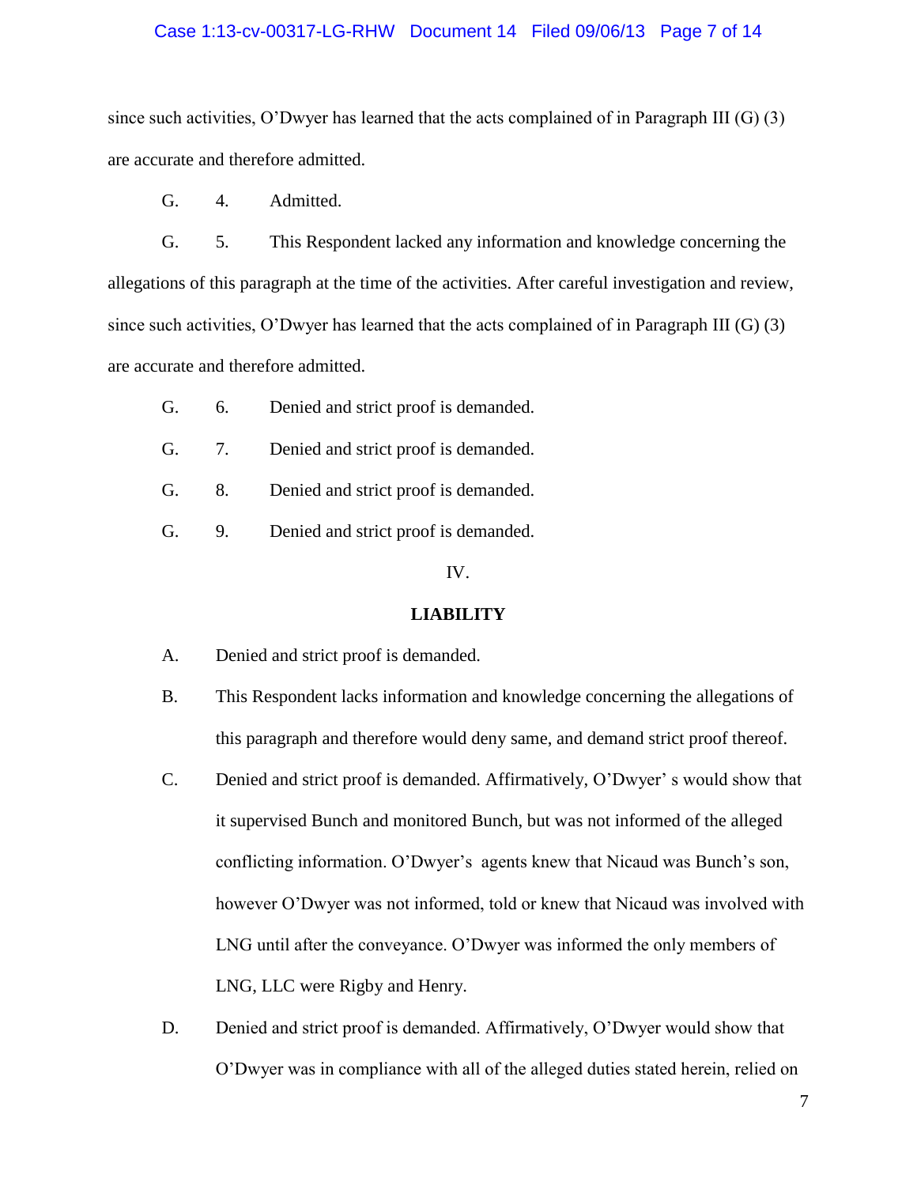since such activities, O'Dwyer has learned that the acts complained of in Paragraph III (G) (3) are accurate and therefore admitted.

G. 4. Admitted.

G. 5. This Respondent lacked any information and knowledge concerning the allegations of this paragraph at the time of the activities. After careful investigation and review, since such activities, O'Dwyer has learned that the acts complained of in Paragraph III (G) (3) are accurate and therefore admitted.

G. 6. Denied and strict proof is demanded.

G. 7. Denied and strict proof is demanded.

G. 8. Denied and strict proof is demanded.

G. 9. Denied and strict proof is demanded.

IV.

**LIABILITY**

A. Denied and strict proof is demanded.

B. This Respondent lacks information and knowledge concerning the allegations of this paragraph and therefore would deny same, and demand strict proof thereof.

C. Denied and strict proof is demanded. Affirmatively, O'Dwyer' s would show that it supervised Bunch and monitored Bunch, but was not informed of the alleged conflicting information. O'Dwyer's agents knew that Nicaud was Bunch's son, however O'Dwyer was not informed, told or knew that Nicaud was involved with LNG until after the conveyance. O'Dwyer was informed the only members of LNG, LLC were Rigby and Henry.

D. Denied and strict proof is demanded. Affirmatively, O'Dwyer would show that O'Dwyer was in compliance with all of the alleged duties stated herein, relied on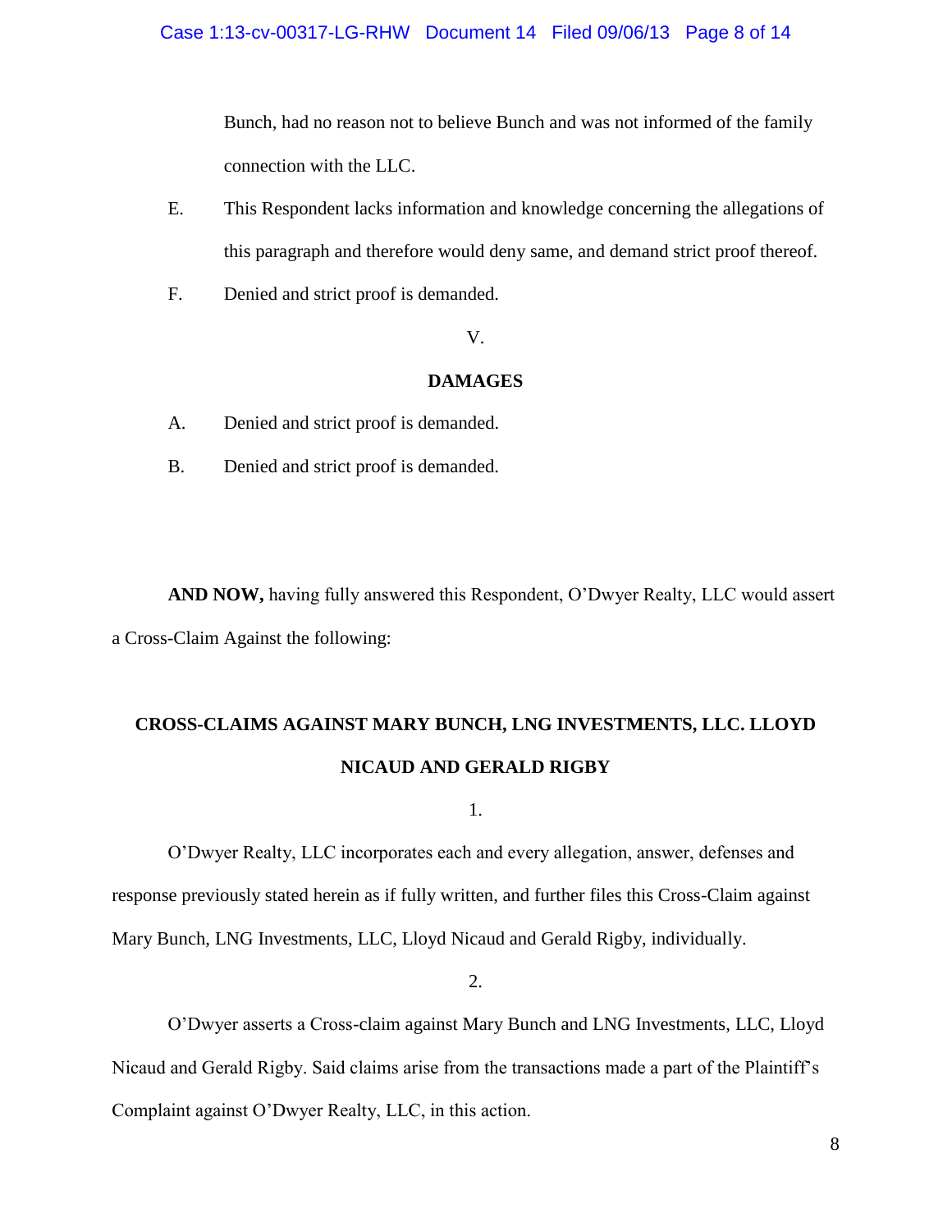Bunch, had no reason not to believe Bunch and was not informed of the family connection with the LLC.

E. This Respondent lacks information and knowledge concerning the allegations of this paragraph and therefore would deny same, and demand strict proof thereof.

F. Denied and strict proof is demanded.

V.

**DAMAGES**

A. Denied and strict proof is demanded.

B. Denied and strict proof is demanded.

**AND NOW,** having fully answered this Respondent, O'Dwyer Realty, LLC would assert a Cross-Claim Against the following:

**CROSS-CLAIMS AGAINST MARY BUNCH, LNG INVESTMENTS, LLC. LLOYD NICAUD AND GERALD RIGBY**

1.

O'Dwyer Realty, LLC incorporates each and every allegation, answer, defenses and response previously stated herein as if fully written, and further files this Cross-Claim against Mary Bunch, LNG Investments, LLC, Lloyd Nicaud and Gerald Rigby, individually.

2.

O'Dwyer asserts a Cross-claim against Mary Bunch and LNG Investments, LLC, Lloyd Nicaud and Gerald Rigby. Said claims arise from the transactions made a part of the Plaintiff's Complaint against O'Dwyer Realty, LLC, in this action.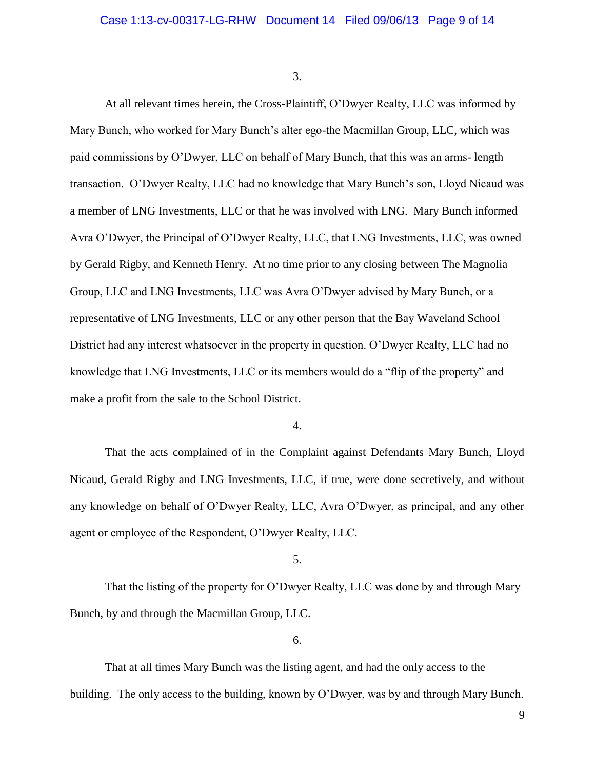3.

At all relevant times herein, the Cross-Plaintiff, O'Dwyer Realty, LLC was informed by Mary Bunch, who worked for Mary Bunch's alter ego-the Macmillan Group, LLC, which was paid commissions by O'Dwyer, LLC on behalf of Mary Bunch, that this was an arms- length transaction. O'Dwyer Realty, LLC had no knowledge that Mary Bunch's son, Lloyd Nicaud was a member of LNG Investments, LLC or that he was involved with LNG. Mary Bunch informed Avra O'Dwyer, the Principal of O'Dwyer Realty, LLC, that LNG Investments, LLC, was owned by Gerald Rigby, and Kenneth Henry. At no time prior to any closing between The Magnolia Group, LLC and LNG Investments, LLC was Avra O'Dwyer advised by Mary Bunch, or a representative of LNG Investments, LLC or any other person that the Bay Waveland School District had any interest whatsoever in the property in question. O'Dwyer Realty, LLC had no knowledge that LNG Investments, LLC or its members would do a "flip of the property" and make a profit from the sale to the School District.

4.

That the acts complained of in the Complaint against Defendants Mary Bunch, Lloyd Nicaud, Gerald Rigby and LNG Investments, LLC, if true, were done secretively, and without any knowledge on behalf of O'Dwyer Realty, LLC, Avra O'Dwyer, as principal, and any other agent or employee of the Respondent, O'Dwyer Realty, LLC.

5.

That the listing of the property for O'Dwyer Realty, LLC was done by and through Mary Bunch, by and through the Macmillan Group, LLC.

6.

That at all times Mary Bunch was the listing agent, and had the only access to the building. The only access to the building, known by O'Dwyer, was by and through Mary Bunch.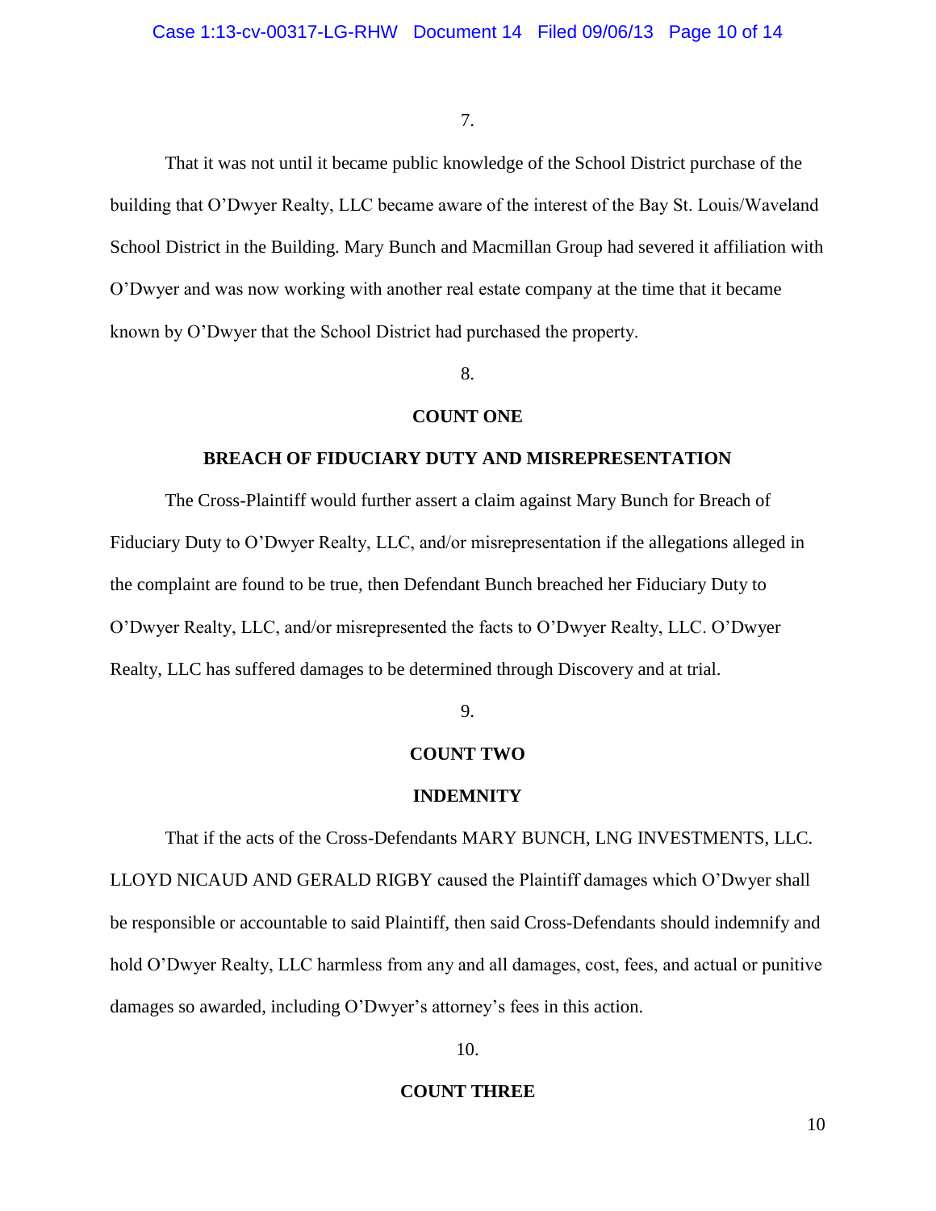7.

That it was not until it became public knowledge of the School District purchase of the building that O'Dwyer Realty, LLC became aware of the interest of the Bay St. Louis/Waveland School District in the Building. Mary Bunch and Macmillan Group had severed it affiliation with O'Dwyer and was now working with another real estate company at the time that it became known by O'Dwyer that the School District had purchased the property.

8.

**COUNT ONE**

**BREACH OF FIDUCIARY DUTY AND MISREPRESENTATION**

The Cross-Plaintiff would further assert a claim against Mary Bunch for Breach of Fiduciary Duty to O'Dwyer Realty, LLC, and/or misrepresentation if the allegations alleged in the complaint are found to be true, then Defendant Bunch breached her Fiduciary Duty to O'Dwyer Realty, LLC, and/or misrepresented the facts to O'Dwyer Realty, LLC. O'Dwyer Realty, LLC has suffered damages to be determined through Discovery and at trial.

9.

**COUNT TWO**

**INDEMNITY**

That if the acts of the Cross-Defendants MARY BUNCH, LNG INVESTMENTS, LLC. LLOYD NICAUD AND GERALD RIGBY caused the Plaintiff damages which O'Dwyer shall be responsible or accountable to said Plaintiff, then said Cross-Defendants should indemnify and hold O'Dwyer Realty, LLC harmless from any and all damages, cost, fees, and actual or punitive damages so awarded, including O'Dwyer's attorney's fees in this action.

10.

**COUNT THREE**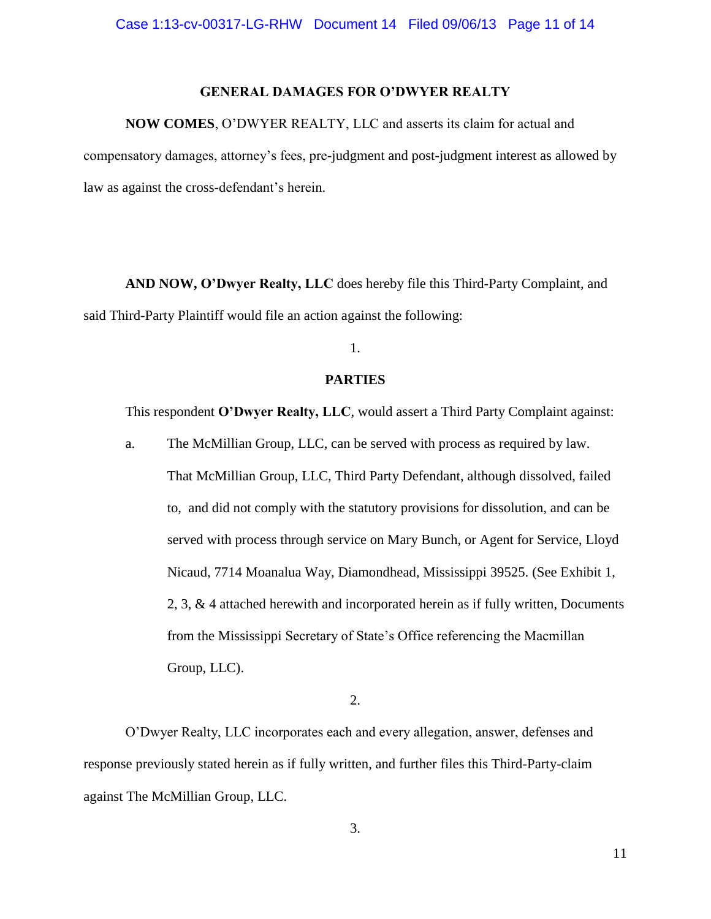## GENERAL DAMAGES FOR O'DWYER REALTY

**NOW COMES**, O'DWYER REALTY, LLC and asserts its claim for actual and compensatory damages, attorney's fees, pre-judgment and post-judgment interest as allowed by law as against the cross-defendant's herein.

**AND NOW, O'Dwyer Realty, LLC** does hereby file this Third-Party Complaint, and said Third-Party Plaintiff would file an action against the following:

1.

## PARTIES

This respondent **O'Dwyer Realty, LLC**, would assert a Third Party Complaint against:

a. The McMillian Group, LLC, can be served with process as required by law. That McMillian Group, LLC, Third Party Defendant, although dissolved, failed to, and did not comply with the statutory provisions for dissolution, and can be served with process through service on Mary Bunch, or Agent for Service, Lloyd Nicaud, 7714 Moanalua Way, Diamondhead, Mississippi 39525. (See Exhibit 1, 2, 3, & 4 attached herewith and incorporated herein as if fully written, Documents from the Mississippi Secretary of State's Office referencing the Macmillan Group, LLC).

2.

O'Dwyer Realty, LLC incorporates each and every allegation, answer, defenses and response previously stated herein as if fully written, and further files this Third-Party-claim against The McMillian Group, LLC.

3.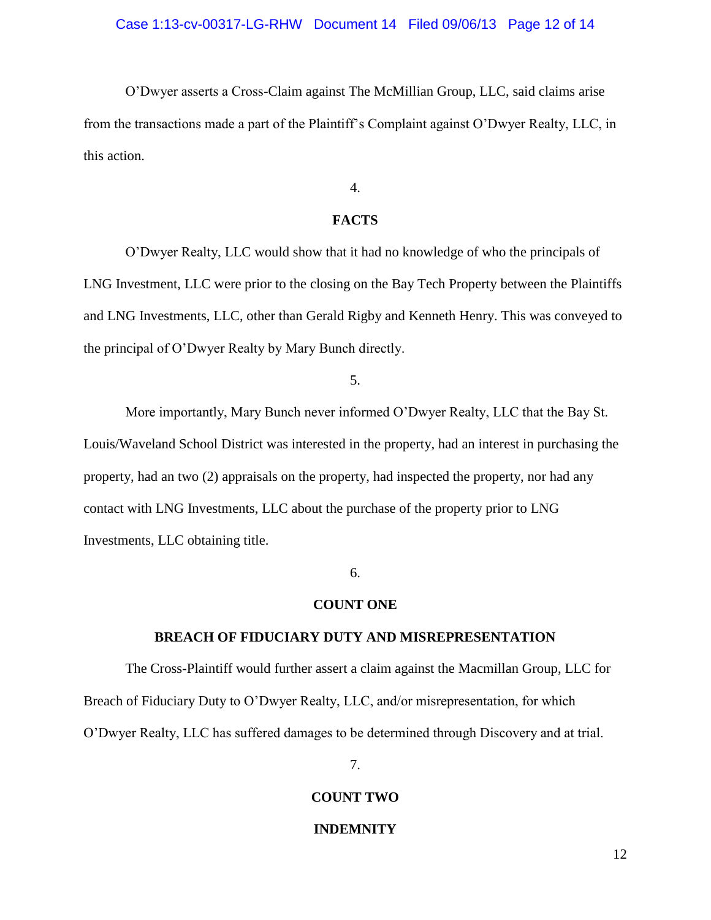O'Dwyer asserts a Cross-Claim against The McMillian Group, LLC, said claims arise from the transactions made a part of the Plaintiff's Complaint against O'Dwyer Realty, LLC, in this action.

4.

**FACTS**

O'Dwyer Realty, LLC would show that it had no knowledge of who the principals of LNG Investment, LLC were prior to the closing on the Bay Tech Property between the Plaintiffs and LNG Investments, LLC, other than Gerald Rigby and Kenneth Henry. This was conveyed to the principal of O'Dwyer Realty by Mary Bunch directly.

5.

More importantly, Mary Bunch never informed O'Dwyer Realty, LLC that the Bay St. Louis/Waveland School District was interested in the property, had an interest in purchasing the property, had an two (2) appraisals on the property, had inspected the property, nor had any contact with LNG Investments, LLC about the purchase of the property prior to LNG Investments, LLC obtaining title.

6.

**COUNT ONE**

**BREACH OF FIDUCIARY DUTY AND MISREPRESENTATION**

The Cross-Plaintiff would further assert a claim against the Macmillan Group, LLC for Breach of Fiduciary Duty to O'Dwyer Realty, LLC, and/or misrepresentation, for which O'Dwyer Realty, LLC has suffered damages to be determined through Discovery and at trial.

7.

**COUNT TWO**

**INDEMNITY**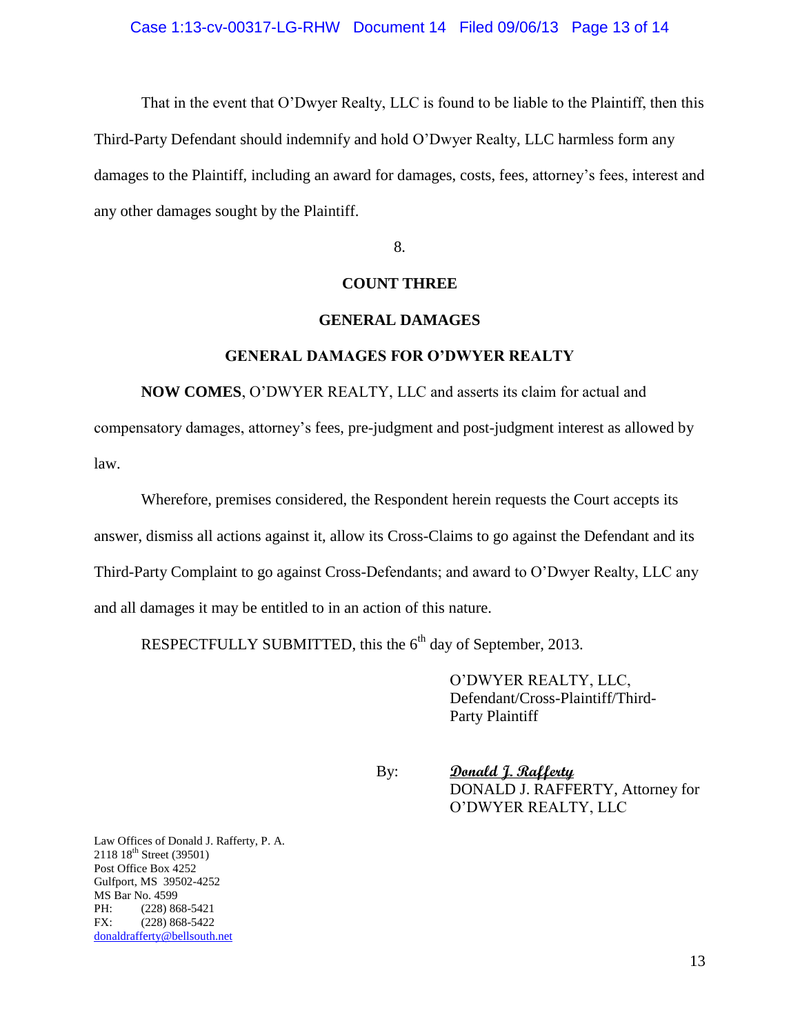That in the event that O'Dwyer Realty, LLC is found to be liable to the Plaintiff, then this Third-Party Defendant should indemnify and hold O'Dwyer Realty, LLC harmless form any damages to the Plaintiff, including an award for damages, costs, fees, attorney's fees, interest and any other damages sought by the Plaintiff.

8.

**COUNT THREE**

**GENERAL DAMAGES**

**GENERAL DAMAGES FOR O'DWYER REALTY**

**NOW COMES**, O'DWYER REALTY, LLC and asserts its claim for actual and compensatory damages, attorney's fees, pre-judgment and post-judgment interest as allowed by law.

Wherefore, premises considered, the Respondent herein requests the Court accepts its answer, dismiss all actions against it, allow its Cross-Claims to go against the Defendant and its Third-Party Complaint to go against Cross-Defendants; and award to O'Dwyer Realty, LLC any and all damages it may be entitled to in an action of this nature.

RESPECTFULLY SUBMITTED, this the 6th day of September, 2013.

O'DWYER REALTY, LLC,
Defendant/Cross-Plaintiff/Third-Party Plaintiff

By: *Donald J. Rafferty*
DONALD J. RAFFERTY, Attorney for O'DWYER REALTY, LLC

Law Offices of Donald J. Rafferty, P. A.
2118 18th Street (39501)
Post Office Box 4252
Gulfport, MS 39502-4252
MS Bar No. 4599
PH: (228) 868-5421
FX: (228) 868-5422
donaldrafferty@bellsouth.net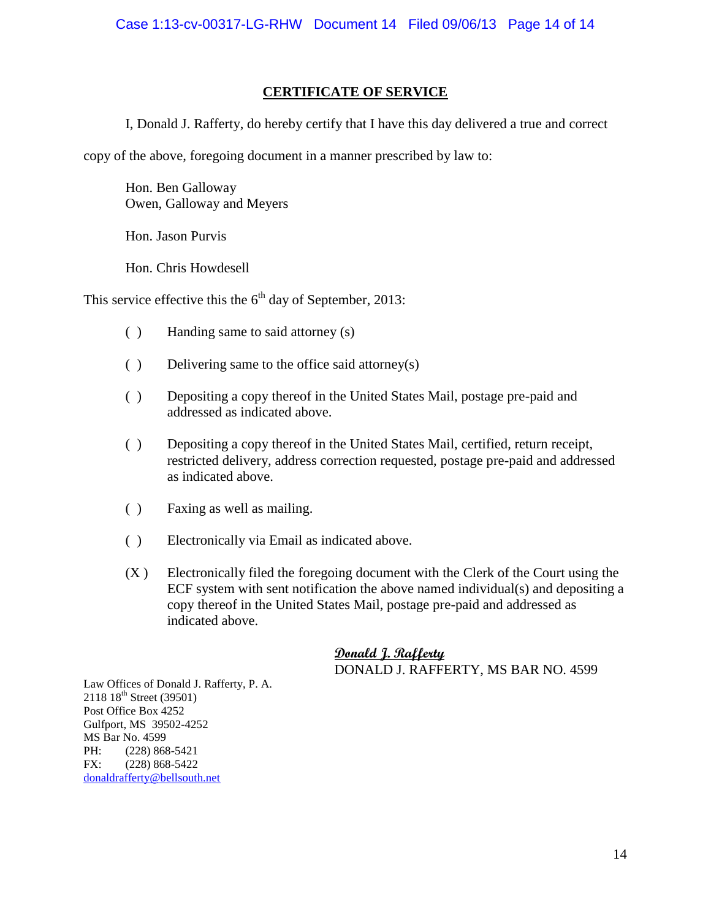## CERTIFICATE OF SERVICE

I, Donald J. Rafferty, do hereby certify that I have this day delivered a true and correct copy of the above, foregoing document in a manner prescribed by law to:

Hon. Ben Galloway
Owen, Galloway and Meyers

Hon. Jason Purvis

Hon. Chris Howdesell

This service effective this the 6th day of September, 2013:

( ) Handing same to said attorney (s)

( ) Delivering same to the office said attorney(s)

( ) Depositing a copy thereof in the United States Mail, postage pre-paid and addressed as indicated above.

( ) Depositing a copy thereof in the United States Mail, certified, return receipt, restricted delivery, address correction requested, postage pre-paid and addressed as indicated above.

( ) Faxing as well as mailing.

( ) Electronically via Email as indicated above.

(X ) Electronically filed the foregoing document with the Clerk of the Court using the ECF system with sent notification the above named individual(s) and depositing a copy thereof in the United States Mail, postage pre-paid and addressed as indicated above.

*Donald J. Rafferty*
DONALD J. RAFFERTY, MS BAR NO. 4599

Law Offices of Donald J. Rafferty, P. A.
2118 18th Street (39501)
Post Office Box 4252
Gulfport, MS 39502-4252
MS Bar No. 4599
PH: (228) 868-5421
FX: (228) 868-5422
donaldrafferty@bellsouth.net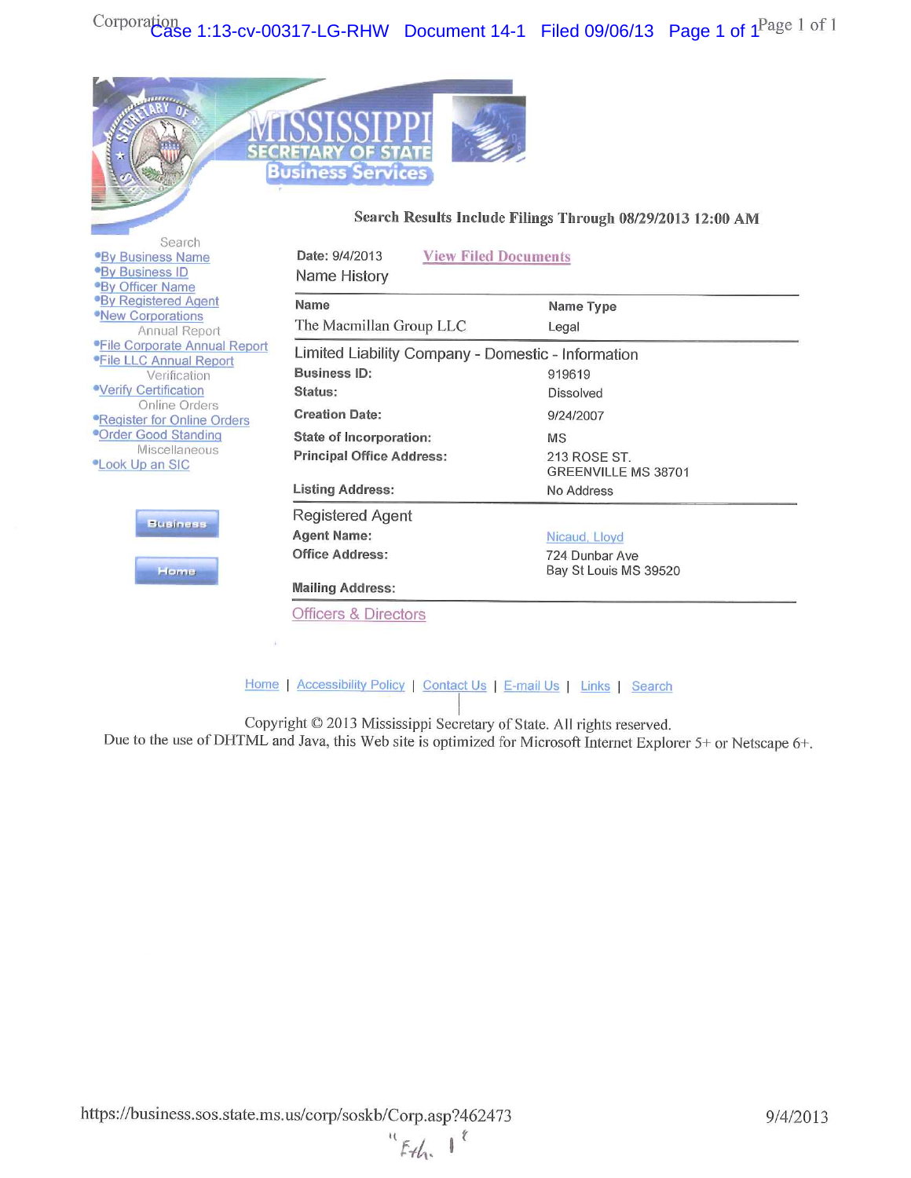Search Results Include Filings Through 08/29/2013 12:00 AM

Search
- By Business Name
- By Business ID
- By Officer Name
- By Registered Agent
- New Corporations

Annual Report
- File Corporate Annual Report
- File LLC Annual Report

Verification
- Verify Certification

Online Orders
- Register for Online Orders
- Order Good Standing

Miscellaneous
- Look Up an SIC

Date: 9/4/2013 View Filed Documents

## Name History

| Name | Name Type |
|---|---|
| The Macmillan Group LLC | Legal |

## Limited Liability Company - Domestic - Information

| | |
|---|---|
| **Business ID:** | 919619 |
| **Status:** | Dissolved |
| **Creation Date:** | 9/24/2007 |
| **State of Incorporation:** | MS |
| **Principal Office Address:** | 213 ROSE ST. GREENVILLE MS 38701 |
| **Listing Address:** | No Address |

## Registered Agent

| | |
|---|---|
| **Agent Name:** | Nicaud, Lloyd |
| **Office Address:** | 724 Dunbar Ave Bay St Louis MS 39520 |
| **Mailing Address:** | |

Officers & Directors

Home | Accessibility Policy | Contact Us | E-mail Us | Links | Search

Copyright © 2013 Mississippi Secretary of State. All rights reserved.
Due to the use of DHTML and Java, this Web site is optimized for Microsoft Internet Explorer 5+ or Netscape 6+.

https://business.sos.state.ms.us/corp/soskb/Corp.asp?462473 9/4/2013

"Exh. 1"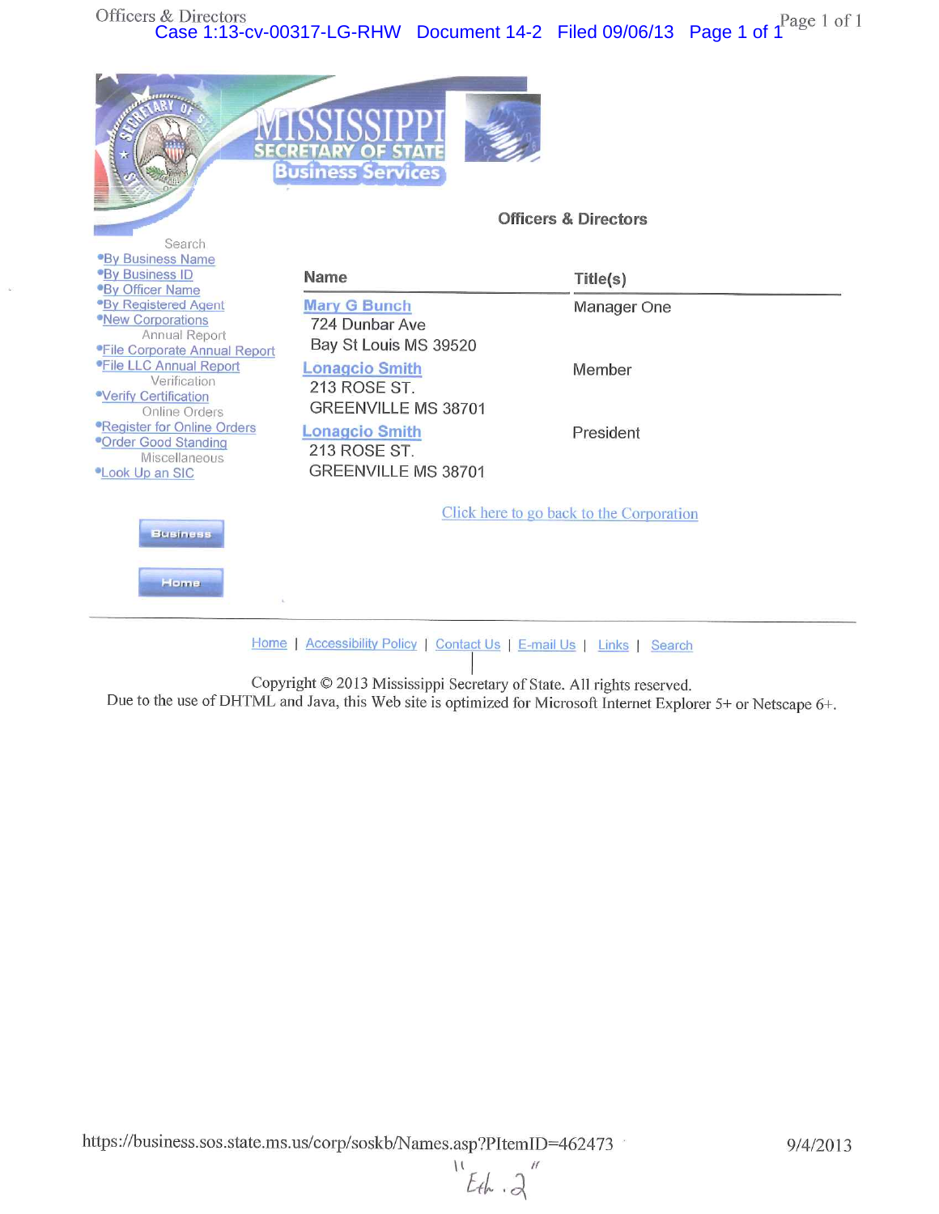Officers & Directors

MISSISSIPPI SECRETARY OF STATE Business Services

## Officers & Directors

Search
- By Business Name
- By Business ID
- By Officer Name
- By Registered Agent
- New Corporations

Annual Report
- File Corporate Annual Report
- File LLC Annual Report

Verification
- Verify Certification

Online Orders
- Register for Online Orders
- Order Good Standing

Miscellaneous
- Look Up an SIC

| Name | Title(s) |
|---|---|
| Mary G Bunch<br>724 Dunbar Ave<br>Bay St Louis MS 39520 | Manager One |
| Lonagcio Smith<br>213 ROSE ST.<br>GREENVILLE MS 38701 | Member |
| Lonagcio Smith<br>213 ROSE ST.<br>GREENVILLE MS 38701 | President |

Click here to go back to the Corporation

Business

Home

Home | Accessibility Policy | Contact Us | E-mail Us | Links | Search

Copyright © 2013 Mississippi Secretary of State. All rights reserved.
Due to the use of DHTML and Java, this Web site is optimized for Microsoft Internet Explorer 5+ or Netscape 6+.

https://business.sos.state.ms.us/corp/soskb/Names.asp?PItemID=462473 9/4/2013

"Exh. 2"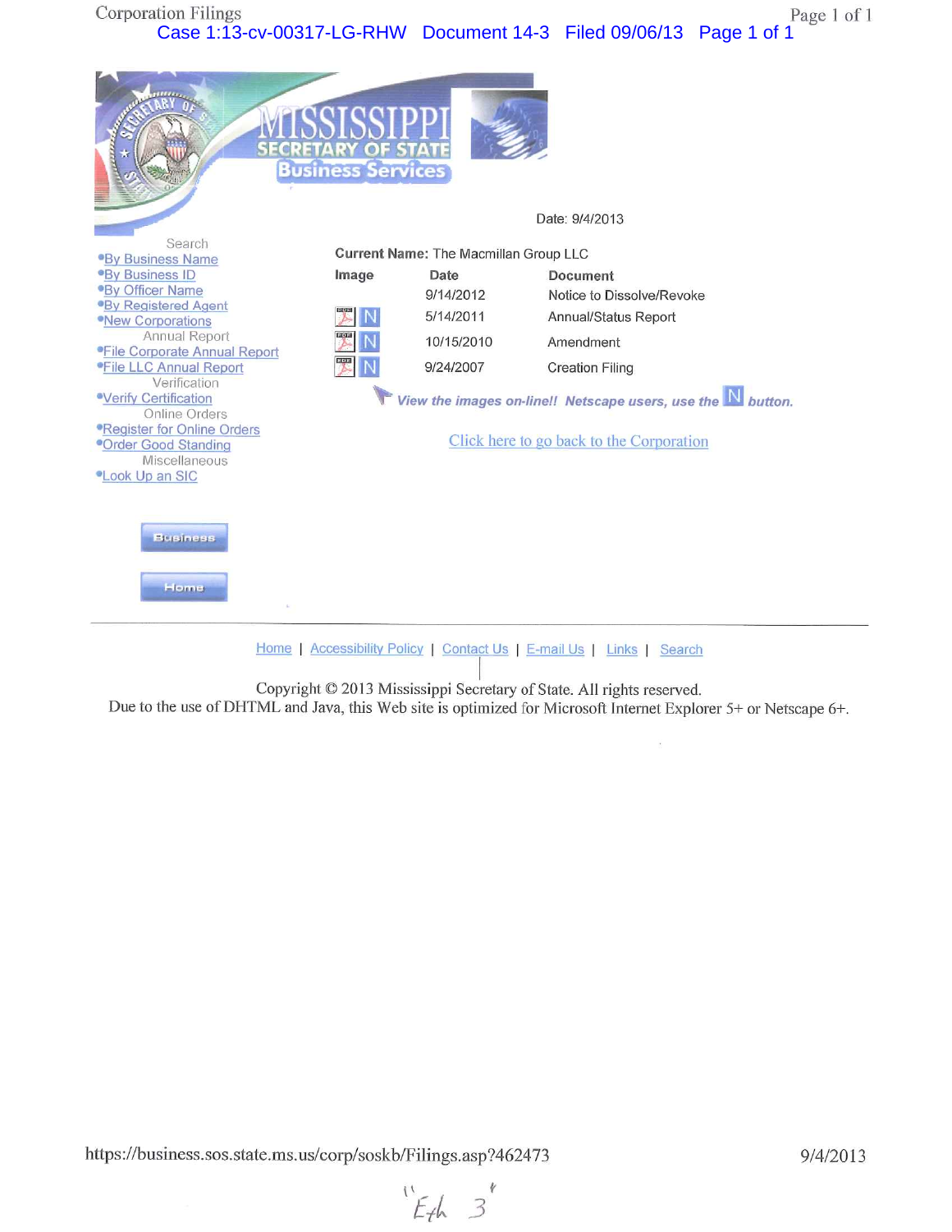Corporation Filings

Case 1:13-cv-00317-LG-RHW Document 14-3 Filed 09/06/13 Page 1 of 1

**MISSISSIPPI SECRETARY OF STATE Business Services**

Date: 9/4/2013

Search
- By Business Name
- By Business ID
- By Officer Name
- By Registered Agent
- New Corporations

Annual Report
- File Corporate Annual Report
- File LLC Annual Report

Verification
- Verify Certification

Online Orders
- Register for Online Orders
- Order Good Standing

Miscellaneous
- Look Up an SIC

Business

Home

**Current Name:** The Macmillan Group LLC

| Image | Date | Document |
|---|---|---|
| | 9/14/2012 | Notice to Dissolve/Revoke |
| N | 5/14/2011 | Annual/Status Report |
| N | 10/15/2010 | Amendment |
| N | 9/24/2007 | Creation Filing |

*View the images on-line!! Netscape users, use the N button.*

Click here to go back to the Corporation

Home | Accessibility Policy | Contact Us | E-mail Us | Links | Search

Copyright © 2013 Mississippi Secretary of State. All rights reserved.
Due to the use of DHTML and Java, this Web site is optimized for Microsoft Internet Explorer 5+ or Netscape 6+.

https://business.sos.state.ms.us/corp/soskb/Filings.asp?462473 9/4/2013

"Exh 3"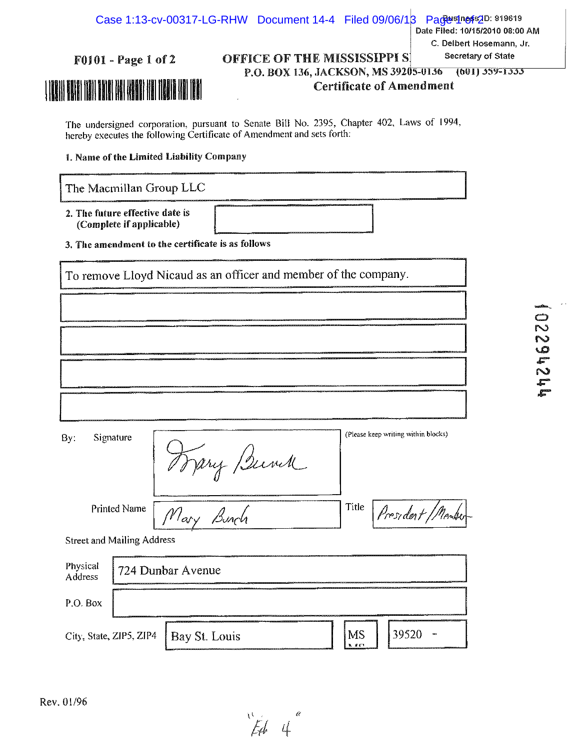Business ID: 919619
Date Filed: 10/15/2010 08:00 AM
C. Delbert Hosemann, Jr.
Secretary of State

**F0101 - Page 1 of 2**

**OFFICE OF THE MISSISSIPPI SECRETARY OF STATE**
**P.O. BOX 136, JACKSON, MS 39205-0136 (601) 359-1333**
**Certificate of Amendment**

The undersigned corporation, pursuant to Senate Bill No. 2395, Chapter 402, Laws of 1994, hereby executes the following Certificate of Amendment and sets forth:

**1. Name of the Limited Liability Company**

The Macmillan Group LLC

**2. The future effective date is (Complete if applicable)**

**3. The amendment to the certificate is as follows**

To remove Lloyd Nicaud as an officer and member of the company.

By: Signature: *Mary Burch*

(Please keep writing within blocks)

Printed Name: Mary Burch

Title: President/Member

Street and Mailing Address

Physical Address: 724 Dunbar Avenue

P.O. Box:

City, State, ZIP5, ZIP4: Bay St. Louis | MS | 39520 -

10229244

Rev. 01/96

"Ex 4"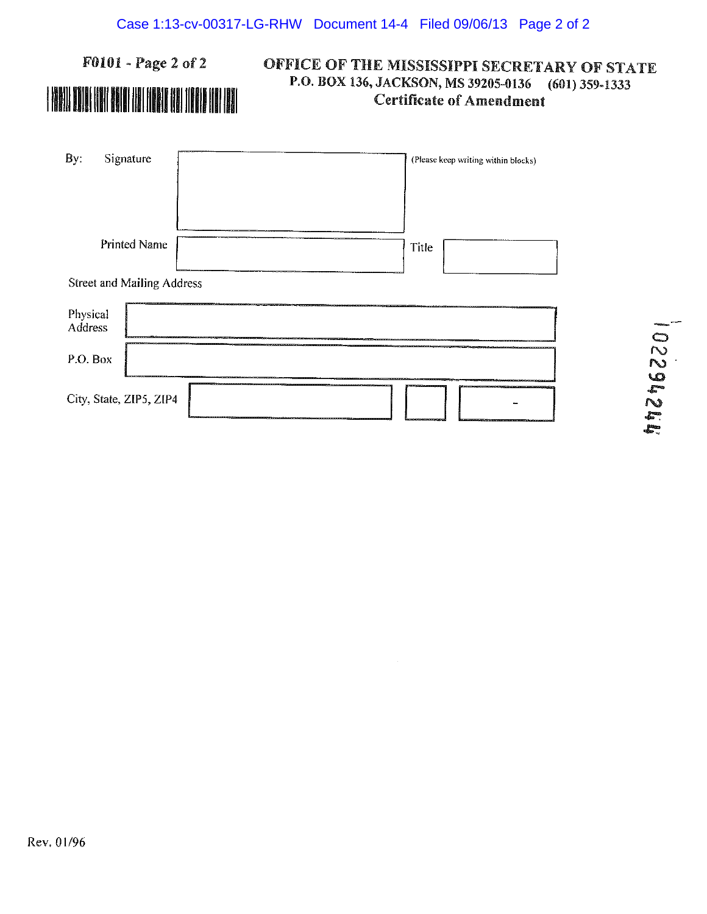F0101 - Page 2 of 2

# OFFICE OF THE MISSISSIPPI SECRETARY OF STATE

P.O. BOX 136, JACKSON, MS 39205-0136 (601) 359-1333

**Certificate of Amendment**

By: Signature (Please keep writing within blocks)

Printed Name Title

Street and Mailing Address

Physical Address

P.O. Box

City, State, ZIP5, ZIP4 -

1022942 44

Rev. 01/96